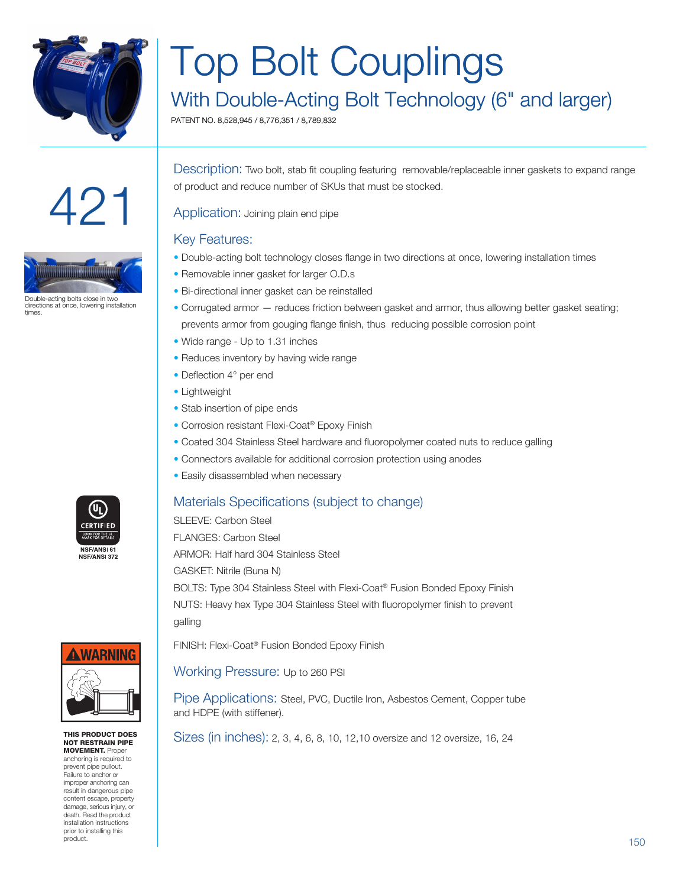# Top Bolt Couplings

## With Double-Acting Bolt Technology (6" and larger)

PATENT NO. 8,528,945 / 8,776,351 / 8,789,832

# 421

Double-acting bolts close in two directions at once, lowering installation times.

**Description:** Two bolt, stab fit coupling featuring removable/replaceable inner gaskets to expand range of product and reduce number of SKUs that must be stocked.

**Application:** Joining plain end pipe

### Key Features:

- Double-acting bolt technology closes flange in two directions at once, lowering installation times
- Removable inner gasket for larger O.D.s
- Bi-directional inner gasket can be reinstalled
- Corrugated armor — reduces friction between gasket and armor, thus allowing better gasket seating; prevents armor from gouging flange finish, thus reducing possible corrosion point
- Wide range - Up to 1.31 inches
- Reduces inventory by having wide range
- Deflection 4° per end
- Lightweight
- Stab insertion of pipe ends
- Corrosion resistant Flexi-Coat® Epoxy Finish
- Coated 304 Stainless Steel hardware and fluoropolymer coated nuts to reduce galling
- Connectors available for additional corrosion protection using anodes
- Easily disassembled when necessary

### Materials Specifications (subject to change)

SLEEVE: Carbon Steel

FLANGES: Carbon Steel

ARMOR: Half hard 304 Stainless Steel

GASKET: Nitrile (Buna N)

BOLTS: Type 304 Stainless Steel with Flexi-Coat® Fusion Bonded Epoxy Finish

NUTS: Heavy hex Type 304 Stainless Steel with fluoropolymer finish to prevent galling

FINISH: Flexi-Coat® Fusion Bonded Epoxy Finish

**Working Pressure:** Up to 260 PSI

**Pipe Applications:** Steel, PVC, Ductile Iron, Asbestos Cement, Copper tube and HDPE (with stiffener).

**Sizes (in inches):** 2, 3, 4, 6, 8, 10, 12,10 oversize and 12 oversize, 16, 24

UL CERTIFIED
LOOK FOR THE UL MARK FOR DETAILS
NSF/ANSI 61
NSF/ANSI 372

WARNING

**THIS PRODUCT DOES NOT RESTRAIN PIPE MOVEMENT.** Proper anchoring is required to prevent pipe pullout. Failure to anchor or improper anchoring can result in dangerous pipe content escape, property damage, serious injury, or death. Read the product installation instructions prior to installing this product.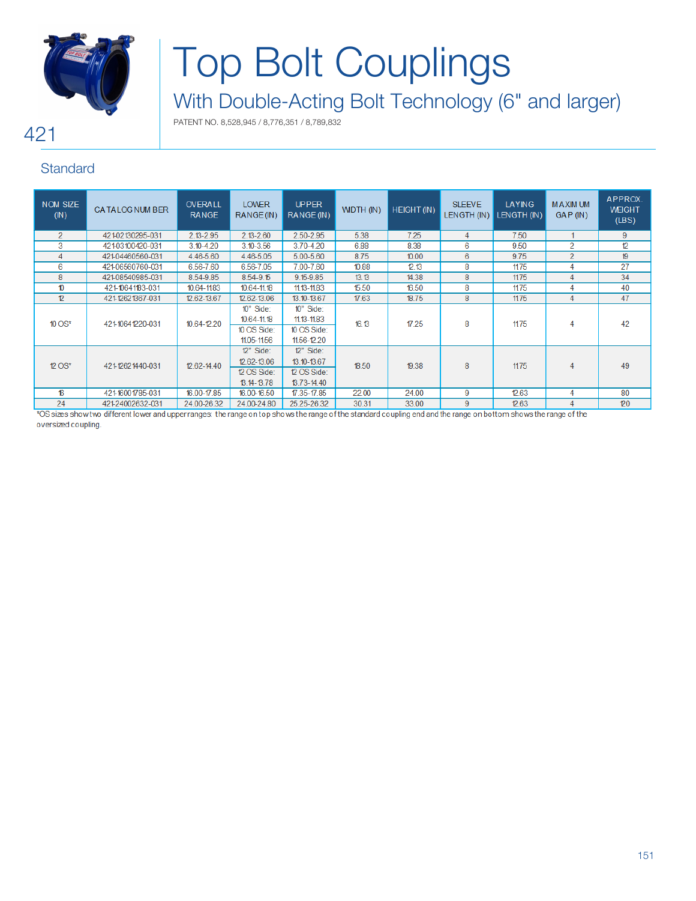421

# Top Bolt Couplings

## With Double-Acting Bolt Technology (6" and larger)

PATENT NO. 8,528,945 / 8,776,351 / 8,789,832

### Standard

| NOM SIZE (IN) | CATALOG NUMBER | OVERALL RANGE | LOWER RANGE (IN) | UPPER RANGE (IN) | WIDTH (IN) | HEIGHT (IN) | SLEEVE LENGTH (IN) | LAYING LENGTH (IN) | MAXIMUM GAP (IN) | APPROX. WEIGHT (LBS) |
|---|---|---|---|---|---|---|---|---|---|---|
| 2 | 421-02130295-031 | 2.13-2.95 | 2.13-2.60 | 2.50-2.95 | 5.38 | 7.25 | 4 | 7.50 | 1 | 9 |
| 3 | 421-03100420-031 | 3.10-4.20 | 3.10-3.56 | 3.70-4.20 | 6.88 | 8.38 | 6 | 9.50 | 2 | 12 |
| 4 | 421-04460560-031 | 4.46-5.60 | 4.46-5.05 | 5.00-5.60 | 8.75 | 10.00 | 6 | 9.75 | 2 | 19 |
| 6 | 421-06560760-031 | 6.56-7.60 | 6.56-7.05 | 7.00-7.60 | 10.88 | 12.13 | 8 | 11.75 | 4 | 27 |
| 8 | 421-08540985-031 | 8.54-9.85 | 8.54-9.15 | 9.15-9.85 | 13.13 | 14.38 | 8 | 11.75 | 4 | 34 |
| 10 | 421-10641183-031 | 10.64-11.83 | 10.64-11.18 | 11.13-11.83 | 15.50 | 16.50 | 8 | 11.75 | 4 | 40 |
| 12 | 421-12621367-031 | 12.62-13.67 | 12.62-13.06 | 13.10-13.67 | 17.63 | 18.75 | 8 | 11.75 | 4 | 47 |
| 10 OS* | 421-10641220-031 | 10.64-12.20 | 10" Side: 10.64-11.18<br>10 OS Side: 11.05-11.56 | 10" Side: 11.13-11.83<br>10 OS Side: 11.56-12.20 | 16.13 | 17.25 | 8 | 11.75 | 4 | 42 |
| 12 OS* | 421-12621440-031 | 12.62-14.40 | 12" Side: 12.62-13.06<br>12 OS Side: 13.14-13.78 | 12" Side: 13.10-13.67<br>12 OS Side: 13.73-14.40 | 18.50 | 19.38 | 8 | 11.75 | 4 | 49 |
| 16 | 421-16001785-031 | 16.00-17.85 | 16.00-16.50 | 17.35-17.85 | 22.00 | 24.00 | 9 | 12.63 | 4 | 80 |
| 24 | 421-24002632-031 | 24.00-26.32 | 24.00-24.80 | 25.25-26.32 | 30.31 | 33.00 | 9 | 12.63 | 4 | 120 |

*OS sizes show two different lower and upper ranges: the range on top shows the range of the standard coupling end and the range on bottom shows the range of the oversized coupling.